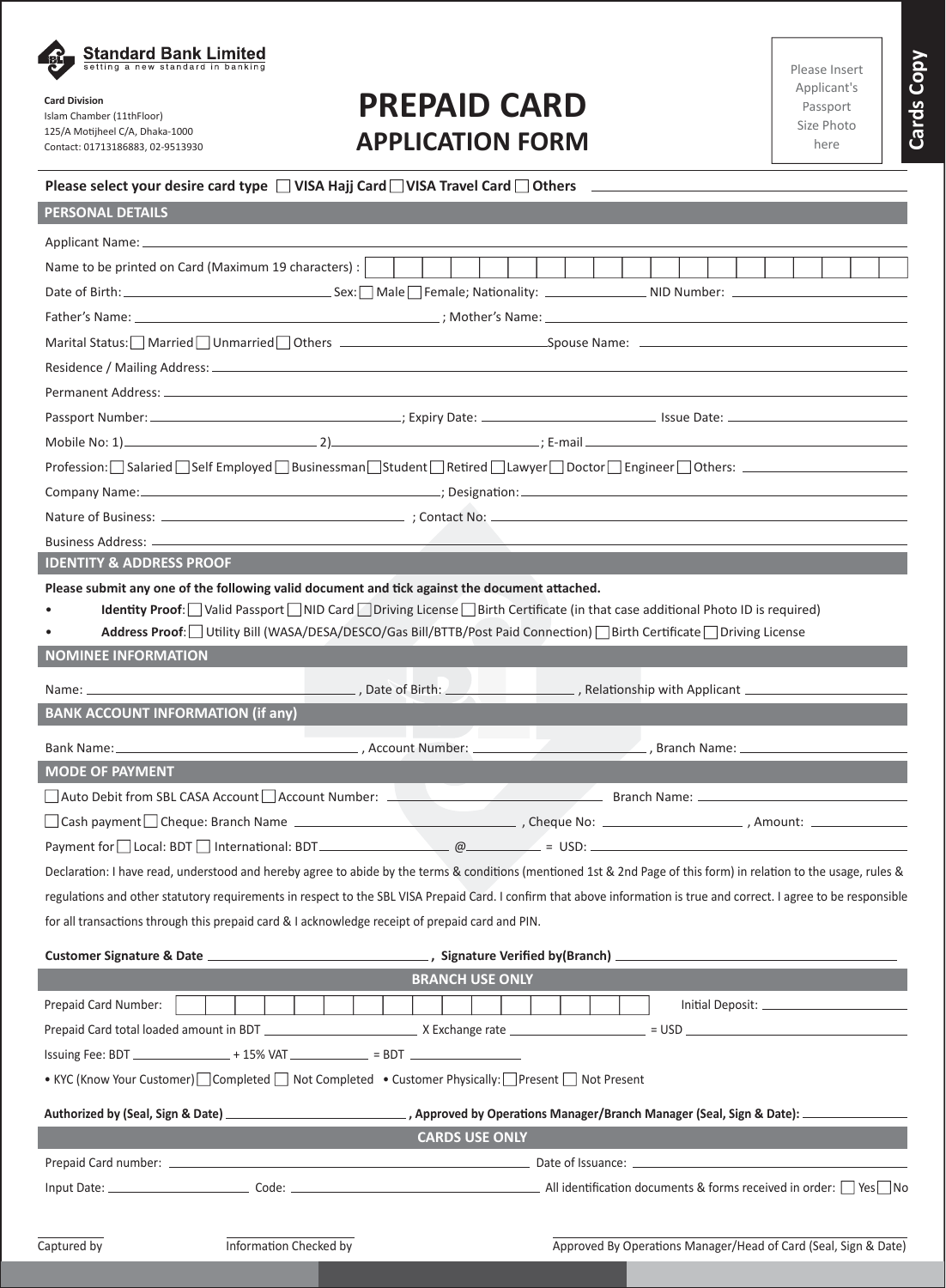**Standard Bank Limited**
setting a new standard in banking

**Card Division**
Islam Chamber (11thFloor)
125/A Motijheel C/A, Dhaka-1000
Contact: 01713186883, 02-9513930

# PREPAID CARD
## APPLICATION FORM

Please Insert Applicant's Passport Size Photo here

**Cards Copy**

**Please select your desire card type** ☐ **VISA Hajj Card** ☐ **VISA Travel Card** ☐ **Others** ______________________

## PERSONAL DETAILS

Applicant Name: ______________________

Name to be printed on Card (Maximum 19 characters) : | | | | | | | | | | | | | | | | | | | |

Date of Birth: ______________ Sex: ☐ Male ☐ Female; Nationality: ______________ NID Number: ______________

Father's Name: ______________________ ; Mother's Name: ______________________

Marital Status: ☐ Married ☐ Unmarried ☐ Others ______________ Spouse Name: ______________

Residence / Mailing Address: ______________________

Permanent Address: ______________________

Passport Number: ______________ ; Expiry Date: ______________ Issue Date: ______________

Mobile No: 1) ______________ 2) ______________ ; E-mail ______________

Profession: ☐ Salaried ☐ Self Employed ☐ Businessman ☐ Student ☐ Retired ☐ Lawyer ☐ Doctor ☐ Engineer ☐ Others: ______________

Company Name: ______________________ ; Designation: ______________________

Nature of Business: ______________________ ; Contact No: ______________________

Business Address: ______________________

## IDENTITY & ADDRESS PROOF

**Please submit any one of the following valid document and tick against the document attached.**

- **Identity Proof**: ☐ Valid Passport ☐ NID Card ☐ Driving License ☐ Birth Certificate (in that case additional Photo ID is required)
- **Address Proof**: ☐ Utility Bill (WASA/DESA/DESCO/Gas Bill/BTTB/Post Paid Connection) ☐ Birth Certificate ☐ Driving License

## NOMINEE INFORMATION

Name: ______________________ , Date of Birth: ______________ , Relationship with Applicant ______________

## BANK ACCOUNT INFORMATION (if any)

Bank Name: ______________________ , Account Number: ______________________ , Branch Name: ______________

## MODE OF PAYMENT

☐ Auto Debit from SBL CASA Account ☐ Account Number: ______________________ Branch Name: ______________

☐ Cash payment ☐ Cheque: Branch Name ______________________ , Cheque No: ______________ , Amount: ______________

Payment for ☐ Local: BDT ☐ International: BDT ______________ @ __________ = USD: ______________

Declaration: I have read, understood and hereby agree to abide by the terms & conditions (mentioned 1st & 2nd Page of this form) in relation to the usage, rules & regulations and other statutory requirements in respect to the SBL VISA Prepaid Card. I confirm that above information is true and correct. I agree to be responsible for all transactions through this prepaid card & I acknowledge receipt of prepaid card and PIN.

**Customer Signature & Date** ______________________ **, Signature Verified by(Branch)** ______________________

## BRANCH USE ONLY

Prepaid Card Number: | | | | | | | | | | | | | | | | | Initial Deposit: ______________

Prepaid Card total loaded amount in BDT ______________ X Exchange rate ______________ = USD ______________

Issuing Fee: BDT __________ + 15% VAT __________ = BDT __________

• KYC (Know Your Customer) ☐ Completed ☐ Not Completed • Customer Physically: ☐ Present ☐ Not Present

**Authorized by (Seal, Sign & Date)** ______________________ **, Approved by Operations Manager/Branch Manager (Seal, Sign & Date):** ______________

## CARDS USE ONLY

Prepaid Card number: ______________________ Date of Issuance: ______________________

Input Date: ______________ Code: ______________ All identification documents & forms received in order: ☐ Yes ☐ No

Captured by    Information Checked by    Approved By Operations Manager/Head of Card (Seal, Sign & Date)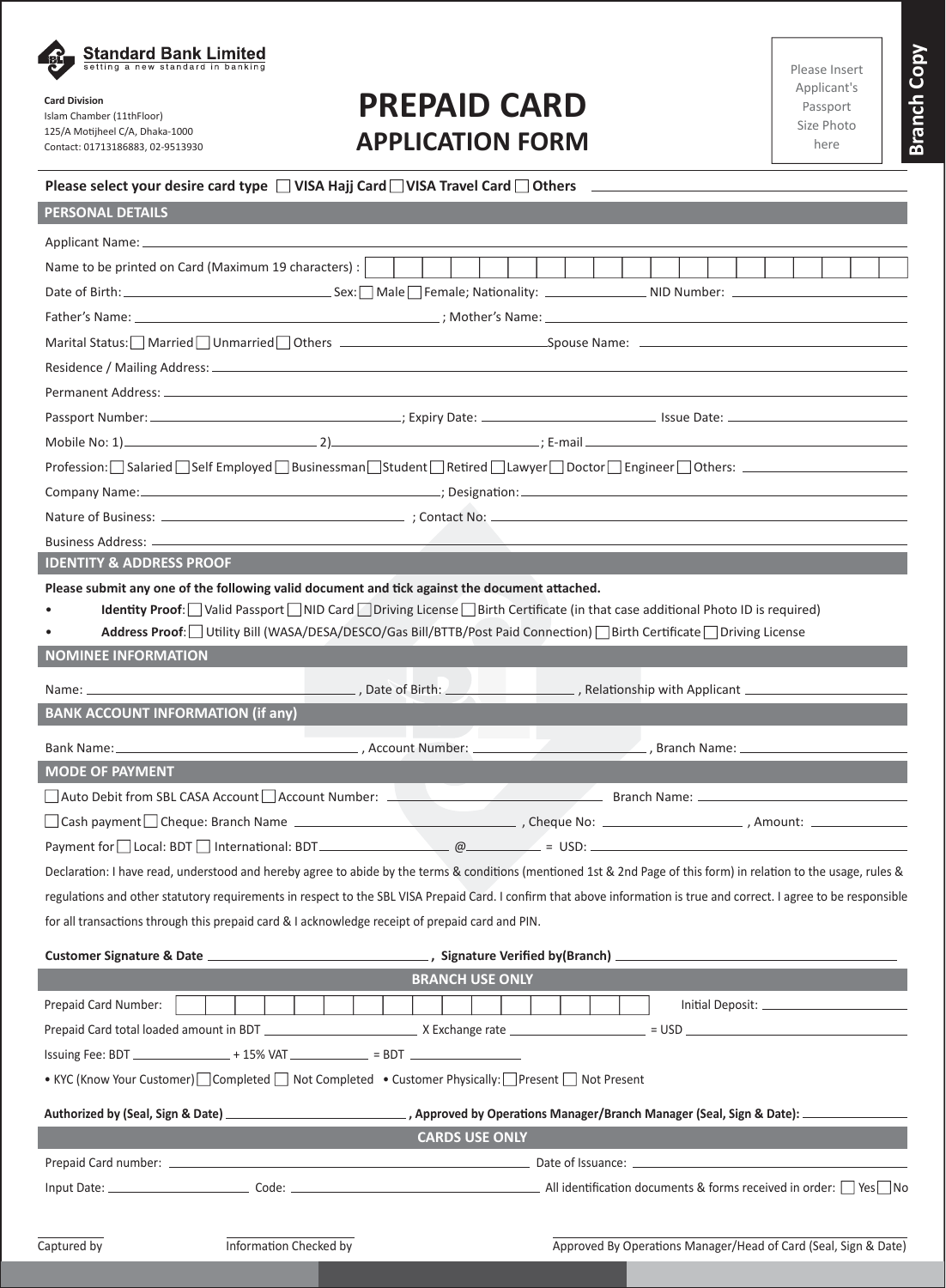**Standard Bank Limited**
setting a new standard in banking

**Card Division**
Islam Chamber (11thFloor)
125/A Motijheel C/A, Dhaka-1000
Contact: 01713186883, 02-9513930

# PREPAID CARD
## APPLICATION FORM

Please Insert Applicant's Passport Size Photo here

**Branch Copy**

**Please select your desire card type** ☐ **VISA Hajj Card** ☐ **VISA Travel Card** ☐ **Others** ______

### PERSONAL DETAILS

Applicant Name: ______

Name to be printed on Card (Maximum 19 characters) : ☐☐☐☐☐☐☐☐☐☐☐☐☐☐☐☐☐☐☐

Date of Birth: ______ Sex: ☐ Male ☐ Female; Nationality: ______ NID Number: ______

Father's Name: ______ ; Mother's Name: ______

Marital Status: ☐ Married ☐ Unmarried ☐ Others ______ Spouse Name: ______

Residence / Mailing Address: ______

Permanent Address: ______

Passport Number: ______ ; Expiry Date: ______ Issue Date: ______

Mobile No: 1) ______ 2) ______ ; E-mail ______

Profession: ☐ Salaried ☐ Self Employed ☐ Businessman ☐ Student ☐ Retired ☐ Lawyer ☐ Doctor ☐ Engineer ☐ Others: ______

Company Name: ______ ; Designation: ______

Nature of Business: ______ ; Contact No: ______

Business Address: ______

### IDENTITY & ADDRESS PROOF

**Please submit any one of the following valid document and tick against the document attached.**

- **Identity Proof**: ☐ Valid Passport ☐ NID Card ☐ Driving License ☐ Birth Certificate (in that case additional Photo ID is required)
- **Address Proof**: ☐ Utility Bill (WASA/DESA/DESCO/Gas Bill/BTTB/Post Paid Connection) ☐ Birth Certificate ☐ Driving License

### NOMINEE INFORMATION

Name: ______ , Date of Birth: ______ , Relationship with Applicant ______

### BANK ACCOUNT INFORMATION (if any)

Bank Name: ______ , Account Number: ______ , Branch Name: ______

### MODE OF PAYMENT

☐ Auto Debit from SBL CASA Account ☐ Account Number: ______ Branch Name: ______

☐ Cash payment ☐ Cheque: Branch Name ______ , Cheque No: ______ , Amount: ______

Payment for ☐ Local: BDT ☐ International: BDT ______ @ ______ = USD: ______

Declaration: I have read, understood and hereby agree to abide by the terms & conditions (mentioned 1st & 2nd Page of this form) in relation to the usage, rules & regulations and other statutory requirements in respect to the SBL VISA Prepaid Card. I confirm that above information is true and correct. I agree to be responsible for all transactions through this prepaid card & I acknowledge receipt of prepaid card and PIN.

**Customer Signature & Date** ______ **, Signature Verified by(Branch)** ______

### BRANCH USE ONLY

Prepaid Card Number: ☐☐☐☐☐☐☐☐☐☐☐☐☐☐☐☐ Initial Deposit: ______

Prepaid Card total loaded amount in BDT ______ X Exchange rate ______ = USD ______

Issuing Fee: BDT ______ + 15% VAT ______ = BDT ______

• KYC (Know Your Customer) ☐ Completed ☐ Not Completed • Customer Physically: ☐ Present ☐ Not Present

**Authorized by (Seal, Sign & Date)** ______ **, Approved by Operations Manager/Branch Manager (Seal, Sign & Date):** ______

### CARDS USE ONLY

Prepaid Card number: ______ Date of Issuance: ______

Input Date: ______ Code: ______ All identification documents & forms received in order: ☐ Yes ☐ No

Captured by ______ Information Checked by ______ Approved By Operations Manager/Head of Card (Seal, Sign & Date) ______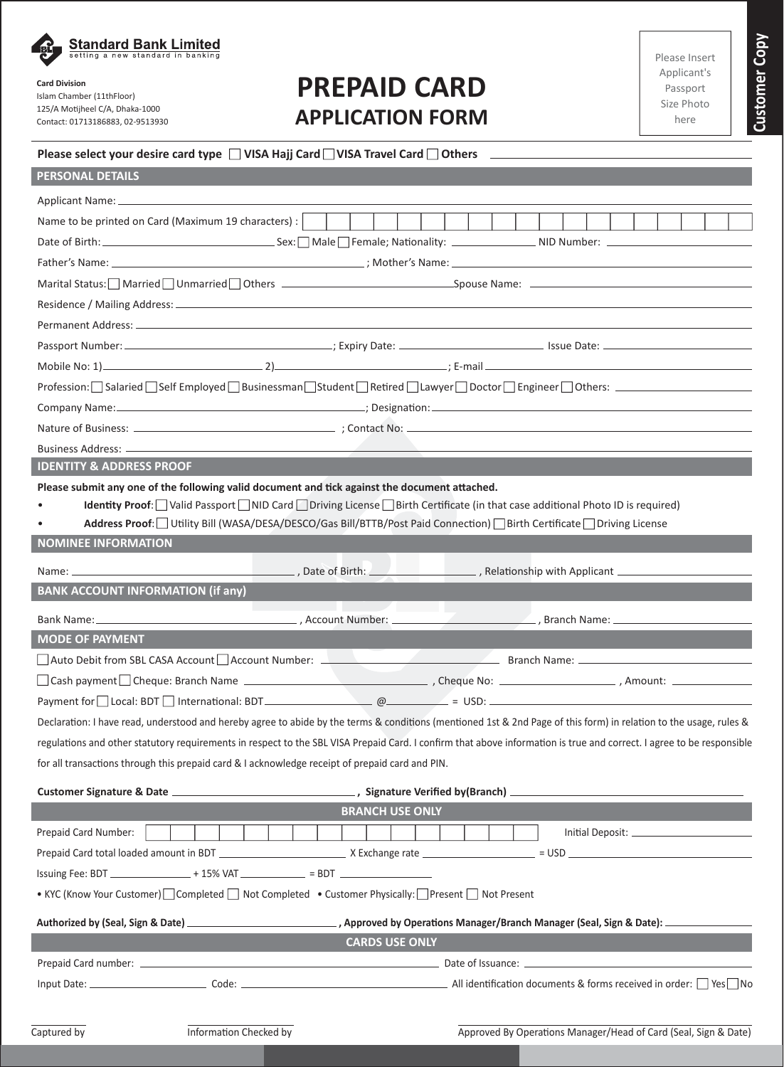**Standard Bank Limited**
setting a new standard in banking

**Card Division**
Islam Chamber (11thFloor)
125/A Motijheel C/A, Dhaka-1000
Contact: 01713186883, 02-9513930

# PREPAID CARD
## APPLICATION FORM

Please Insert Applicant's Passport Size Photo here

**Customer Copy**

**Please select your desire card type** ☐ **VISA Hajj Card** ☐ **VISA Travel Card** ☐ **Others** ____________________

## PERSONAL DETAILS

Applicant Name: ____________________

Name to be printed on Card (Maximum 19 characters) : | | | | | | | | | | | | | | | | | | | |

Date of Birth: ____________ Sex: ☐ Male ☐ Female; Nationality: ____________ NID Number: ____________

Father's Name: ____________________ ; Mother's Name: ____________________

Marital Status: ☐ Married ☐ Unmarried ☐ Others ____________ Spouse Name: ____________

Residence / Mailing Address: ____________________

Permanent Address: ____________________

Passport Number: ____________ ; Expiry Date: ____________ Issue Date: ____________

Mobile No: 1) ____________ 2) ____________ ; E-mail ____________

Profession: ☐ Salaried ☐ Self Employed ☐ Businessman ☐ Student ☐ Retired ☐ Lawyer ☐ Doctor ☐ Engineer ☐ Others: ____________

Company Name: ____________ ; Designation: ____________

Nature of Business: ____________ ; Contact No: ____________

Business Address: ____________________

## IDENTITY & ADDRESS PROOF

**Please submit any one of the following valid document and tick against the document attached.**

- **Identity Proof**: ☐ Valid Passport ☐ NID Card ☐ Driving License ☐ Birth Certificate (in that case additional Photo ID is required)
- **Address Proof**: ☐ Utility Bill (WASA/DESA/DESCO/Gas Bill/BTTB/Post Paid Connection) ☐ Birth Certificate ☐ Driving License

## NOMINEE INFORMATION

Name: ____________ , Date of Birth: ____________ , Relationship with Applicant ____________

## BANK ACCOUNT INFORMATION (if any)

Bank Name: ____________ , Account Number: ____________ , Branch Name: ____________

## MODE OF PAYMENT

☐ Auto Debit from SBL CASA Account ☐ Account Number: ____________ Branch Name: ____________

☐ Cash payment ☐ Cheque: Branch Name ____________ , Cheque No: ____________ , Amount: ____________

Payment for ☐ Local: BDT ☐ International: BDT ____________ @ ________ = USD: ____________

Declaration: I have read, understood and hereby agree to abide by the terms & conditions (mentioned 1st & 2nd Page of this form) in relation to the usage, rules & regulations and other statutory requirements in respect to the SBL VISA Prepaid Card. I confirm that above information is true and correct. I agree to be responsible for all transactions through this prepaid card & I acknowledge receipt of prepaid card and PIN.

**Customer Signature & Date** ____________ **, Signature Verified by(Branch)** ____________

## BRANCH USE ONLY

Prepaid Card Number: | | | | | | | | | | | | | | | | | Initial Deposit: ____________

Prepaid Card total loaded amount in BDT ____________ X Exchange rate ____________ = USD ____________

Issuing Fee: BDT ________ + 15% VAT ________ = BDT ________

• KYC (Know Your Customer) ☐ Completed ☐ Not Completed • Customer Physically: ☐ Present ☐ Not Present

**Authorized by (Seal, Sign & Date)** ____________ **, Approved by Operations Manager/Branch Manager (Seal, Sign & Date):** ____________

## CARDS USE ONLY

Prepaid Card number: ____________ Date of Issuance: ____________

Input Date: ____________ Code: ____________ All identification documents & forms received in order: ☐ Yes ☐ No

____________
Captured by

____________
Information Checked by

____________
Approved By Operations Manager/Head of Card (Seal, Sign & Date)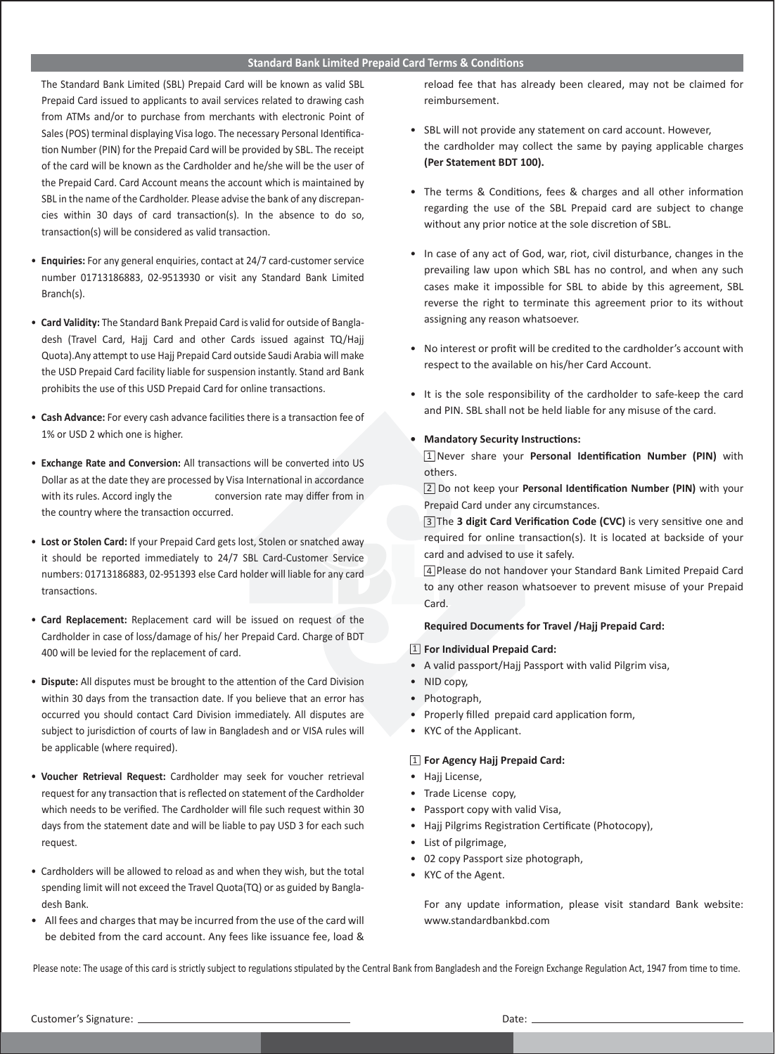## Standard Bank Limited Prepaid Card Terms & Conditions

The Standard Bank Limited (SBL) Prepaid Card will be known as valid SBL Prepaid Card issued to applicants to avail services related to drawing cash from ATMs and/or to purchase from merchants with electronic Point of Sales (POS) terminal displaying Visa logo. The necessary Personal Identification Number (PIN) for the Prepaid Card will be provided by SBL. The receipt of the card will be known as the Cardholder and he/she will be the user of the Prepaid Card. Card Account means the account which is maintained by SBL in the name of the Cardholder. Please advise the bank of any discrepancies within 30 days of card transaction(s). In the absence to do so, transaction(s) will be considered as valid transaction.

- **Enquiries:** For any general enquiries, contact at 24/7 card-customer service number 01713186883, 02-9513930 or visit any Standard Bank Limited Branch(s).
- **Card Validity:** The Standard Bank Prepaid Card is valid for outside of Bangladesh (Travel Card, Hajj Card and other Cards issued against TQ/Hajj Quota).Any attempt to use Hajj Prepaid Card outside Saudi Arabia will make the USD Prepaid Card facility liable for suspension instantly. Stand ard Bank prohibits the use of this USD Prepaid Card for online transactions.
- **Cash Advance:** For every cash advance facilities there is a transaction fee of 1% or USD 2 which one is higher.
- **Exchange Rate and Conversion:** All transactions will be converted into US Dollar as at the date they are processed by Visa International in accordance with its rules. Accord ingly the conversion rate may differ from in the country where the transaction occurred.
- **Lost or Stolen Card:** If your Prepaid Card gets lost, Stolen or snatched away it should be reported immediately to 24/7 SBL Card-Customer Service numbers: 01713186883, 02-951393 else Card holder will liable for any card transactions.
- **Card Replacement:** Replacement card will be issued on request of the Cardholder in case of loss/damage of his/ her Prepaid Card. Charge of BDT 400 will be levied for the replacement of card.
- **Dispute:** All disputes must be brought to the attention of the Card Division within 30 days from the transaction date. If you believe that an error has occurred you should contact Card Division immediately. All disputes are subject to jurisdiction of courts of law in Bangladesh and or VISA rules will be applicable (where required).
- **Voucher Retrieval Request:** Cardholder may seek for voucher retrieval request for any transaction that is reflected on statement of the Cardholder which needs to be verified. The Cardholder will file such request within 30 days from the statement date and will be liable to pay USD 3 for each such request.
- Cardholders will be allowed to reload as and when they wish, but the total spending limit will not exceed the Travel Quota(TQ) or as guided by Bangladesh Bank.
- All fees and charges that may be incurred from the use of the card will be debited from the card account. Any fees like issuance fee, load & reload fee that has already been cleared, may not be claimed for reimbursement.
- SBL will not provide any statement on card account. However, the cardholder may collect the same by paying applicable charges **(Per Statement BDT 100).**
- The terms & Conditions, fees & charges and all other information regarding the use of the SBL Prepaid card are subject to change without any prior notice at the sole discretion of SBL.
- In case of any act of God, war, riot, civil disturbance, changes in the prevailing law upon which SBL has no control, and when any such cases make it impossible for SBL to abide by this agreement, SBL reverse the right to terminate this agreement prior to its without assigning any reason whatsoever.
- No interest or profit will be credited to the cardholder's account with respect to the available on his/her Card Account.
- It is the sole responsibility of the cardholder to safe-keep the card and PIN. SBL shall not be held liable for any misuse of the card.
- **Mandatory Security Instructions:**
  1. Never share your **Personal Identification Number (PIN)** with others.
  2. Do not keep your **Personal Identification Number (PIN)** with your Prepaid Card under any circumstances.
  3. The **3 digit Card Verification Code (CVC)** is very sensitive one and required for online transaction(s). It is located at backside of your card and advised to use it safely.
  4. Please do not handover your Standard Bank Limited Prepaid Card to any other reason whatsoever to prevent misuse of your Prepaid Card.

**Required Documents for Travel /Hajj Prepaid Card:**

1 **For Individual Prepaid Card:**

- A valid passport/Hajj Passport with valid Pilgrim visa,
- NID copy,
- Photograph,
- Properly filled prepaid card application form,
- KYC of the Applicant.

1 **For Agency Hajj Prepaid Card:**

- Hajj License,
- Trade License copy,
- Passport copy with valid Visa,
- Hajj Pilgrims Registration Certificate (Photocopy),
- List of pilgrimage,
- 02 copy Passport size photograph,
- KYC of the Agent.

For any update information, please visit standard Bank website: www.standardbankbd.com

Please note: The usage of this card is strictly subject to regulations stipulated by the Central Bank from Bangladesh and the Foreign Exchange Regulation Act, 1947 from time to time.

Customer's Signature: ____________________ Date: ____________________